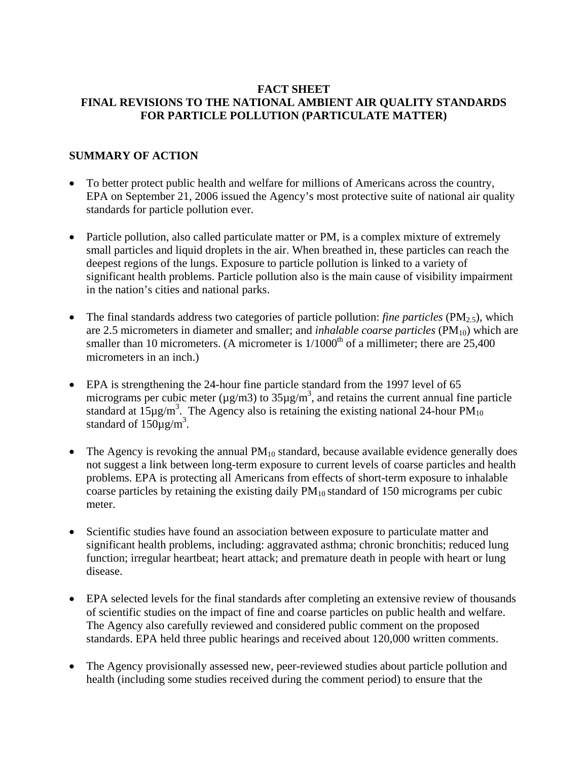**FACT SHEET**
**FINAL REVISIONS TO THE NATIONAL AMBIENT AIR QUALITY STANDARDS FOR PARTICLE POLLUTION (PARTICULATE MATTER)**

## SUMMARY OF ACTION

- To better protect public health and welfare for millions of Americans across the country, EPA on September 21, 2006 issued the Agency's most protective suite of national air quality standards for particle pollution ever.

- Particle pollution, also called particulate matter or PM, is a complex mixture of extremely small particles and liquid droplets in the air. When breathed in, these particles can reach the deepest regions of the lungs. Exposure to particle pollution is linked to a variety of significant health problems. Particle pollution also is the main cause of visibility impairment in the nation's cities and national parks.

- The final standards address two categories of particle pollution: *fine particles* ($PM_{2.5}$), which are 2.5 micrometers in diameter and smaller; and *inhalable coarse particles* ($PM_{10}$) which are smaller than 10 micrometers. (A micrometer is 1/1000th of a millimeter; there are 25,400 micrometers in an inch.)

- EPA is strengthening the 24-hour fine particle standard from the 1997 level of 65 micrograms per cubic meter (µg/m3) to 35µg/$m^3$, and retains the current annual fine particle standard at 15µg/$m^3$. The Agency also is retaining the existing national 24-hour $PM_{10}$ standard of 150µg/$m^3$.

- The Agency is revoking the annual $PM_{10}$ standard, because available evidence generally does not suggest a link between long-term exposure to current levels of coarse particles and health problems. EPA is protecting all Americans from effects of short-term exposure to inhalable coarse particles by retaining the existing daily $PM_{10}$ standard of 150 micrograms per cubic meter.

- Scientific studies have found an association between exposure to particulate matter and significant health problems, including: aggravated asthma; chronic bronchitis; reduced lung function; irregular heartbeat; heart attack; and premature death in people with heart or lung disease.

- EPA selected levels for the final standards after completing an extensive review of thousands of scientific studies on the impact of fine and coarse particles on public health and welfare. The Agency also carefully reviewed and considered public comment on the proposed standards. EPA held three public hearings and received about 120,000 written comments.

- The Agency provisionally assessed new, peer-reviewed studies about particle pollution and health (including some studies received during the comment period) to ensure that the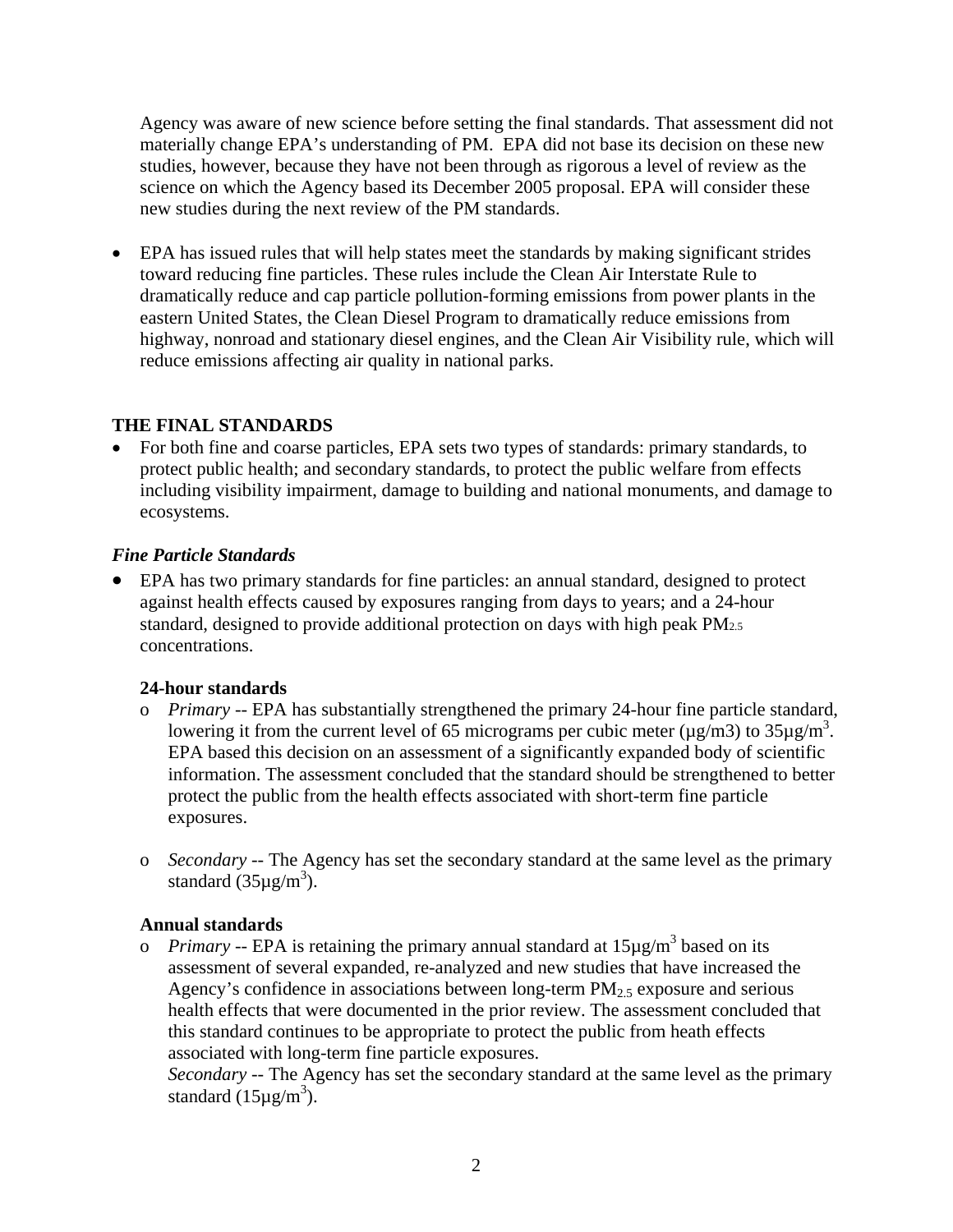Agency was aware of new science before setting the final standards. That assessment did not materially change EPA's understanding of PM. EPA did not base its decision on these new studies, however, because they have not been through as rigorous a level of review as the science on which the Agency based its December 2005 proposal. EPA will consider these new studies during the next review of the PM standards.

- EPA has issued rules that will help states meet the standards by making significant strides toward reducing fine particles. These rules include the Clean Air Interstate Rule to dramatically reduce and cap particle pollution-forming emissions from power plants in the eastern United States, the Clean Diesel Program to dramatically reduce emissions from highway, nonroad and stationary diesel engines, and the Clean Air Visibility rule, which will reduce emissions affecting air quality in national parks.

**THE FINAL STANDARDS**

- For both fine and coarse particles, EPA sets two types of standards: primary standards, to protect public health; and secondary standards, to protect the public welfare from effects including visibility impairment, damage to building and national monuments, and damage to ecosystems.

***Fine Particle Standards***

- EPA has two primary standards for fine particles: an annual standard, designed to protect against health effects caused by exposures ranging from days to years; and a 24-hour standard, designed to provide additional protection on days with high peak $PM_{2.5}$ concentrations.

**24-hour standards**

- *Primary* -- EPA has substantially strengthened the primary 24-hour fine particle standard, lowering it from the current level of 65 micrograms per cubic meter (µg/m3) to 35µg/$m^3$. EPA based this decision on an assessment of a significantly expanded body of scientific information. The assessment concluded that the standard should be strengthened to better protect the public from the health effects associated with short-term fine particle exposures.

- *Secondary* -- The Agency has set the secondary standard at the same level as the primary standard (35µg/$m^3$).

**Annual standards**

- *Primary* -- EPA is retaining the primary annual standard at 15µg/$m^3$ based on its assessment of several expanded, re-analyzed and new studies that have increased the Agency's confidence in associations between long-term $PM_{2.5}$ exposure and serious health effects that were documented in the prior review. The assessment concluded that this standard continues to be appropriate to protect the public from heath effects associated with long-term fine particle exposures.

  *Secondary* -- The Agency has set the secondary standard at the same level as the primary standard (15µg/$m^3$).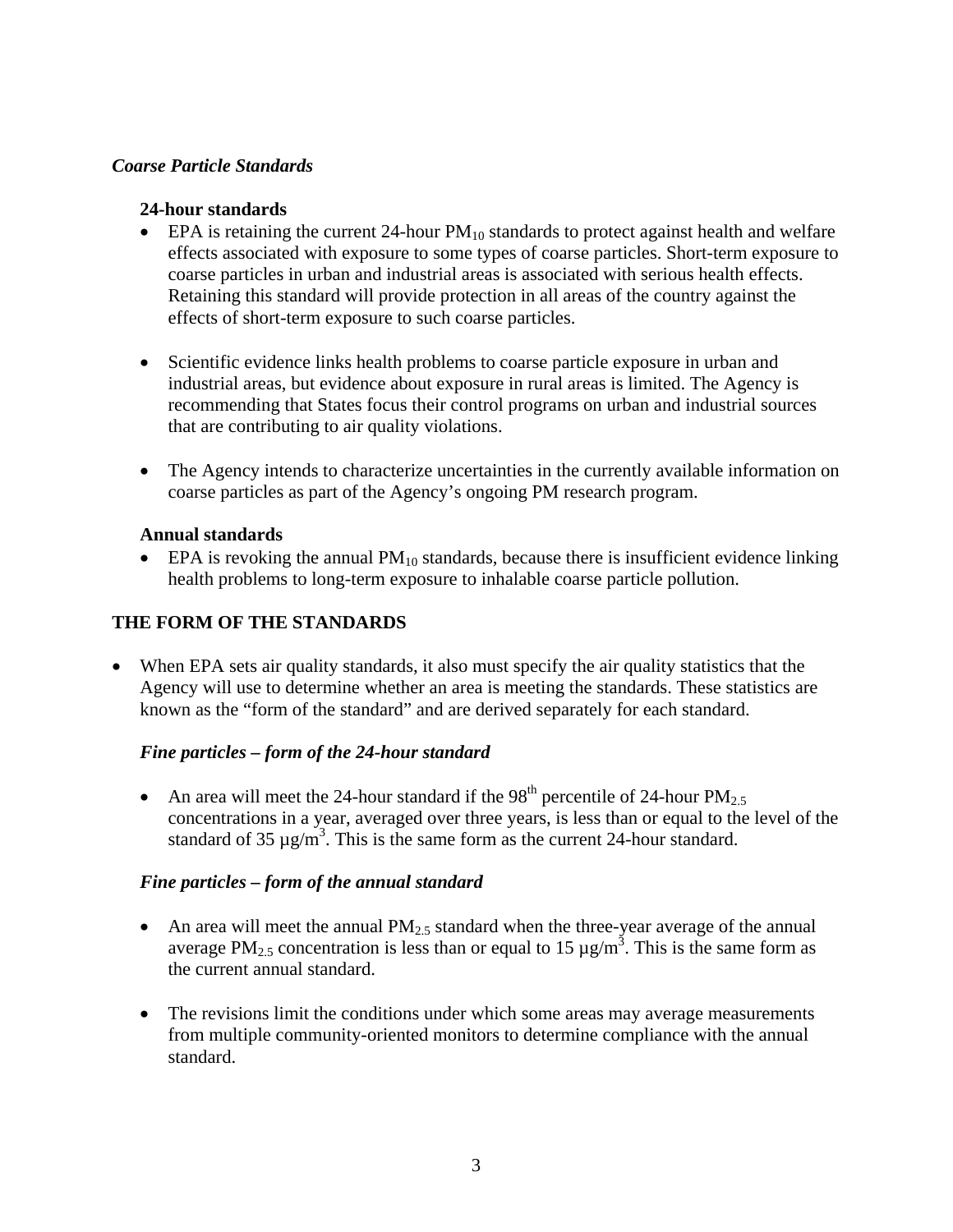*Coarse Particle Standards*

**24-hour standards**

- EPA is retaining the current 24-hour $PM_{10}$ standards to protect against health and welfare effects associated with exposure to some types of coarse particles. Short-term exposure to coarse particles in urban and industrial areas is associated with serious health effects. Retaining this standard will provide protection in all areas of the country against the effects of short-term exposure to such coarse particles.

- Scientific evidence links health problems to coarse particle exposure in urban and industrial areas, but evidence about exposure in rural areas is limited. The Agency is recommending that States focus their control programs on urban and industrial sources that are contributing to air quality violations.

- The Agency intends to characterize uncertainties in the currently available information on coarse particles as part of the Agency's ongoing PM research program.

**Annual standards**

- EPA is revoking the annual $PM_{10}$ standards, because there is insufficient evidence linking health problems to long-term exposure to inhalable coarse particle pollution.

## THE FORM OF THE STANDARDS

- When EPA sets air quality standards, it also must specify the air quality statistics that the Agency will use to determine whether an area is meeting the standards. These statistics are known as the "form of the standard" and are derived separately for each standard.

*Fine particles – form of the 24-hour standard*

- An area will meet the 24-hour standard if the $98^{th}$ percentile of 24-hour $PM_{2.5}$ concentrations in a year, averaged over three years, is less than or equal to the level of the standard of 35 $\mu g/m^3$. This is the same form as the current 24-hour standard.

*Fine particles – form of the annual standard*

- An area will meet the annual $PM_{2.5}$ standard when the three-year average of the annual average $PM_{2.5}$ concentration is less than or equal to 15 $\mu g/m^3$. This is the same form as the current annual standard.

- The revisions limit the conditions under which some areas may average measurements from multiple community-oriented monitors to determine compliance with the annual standard.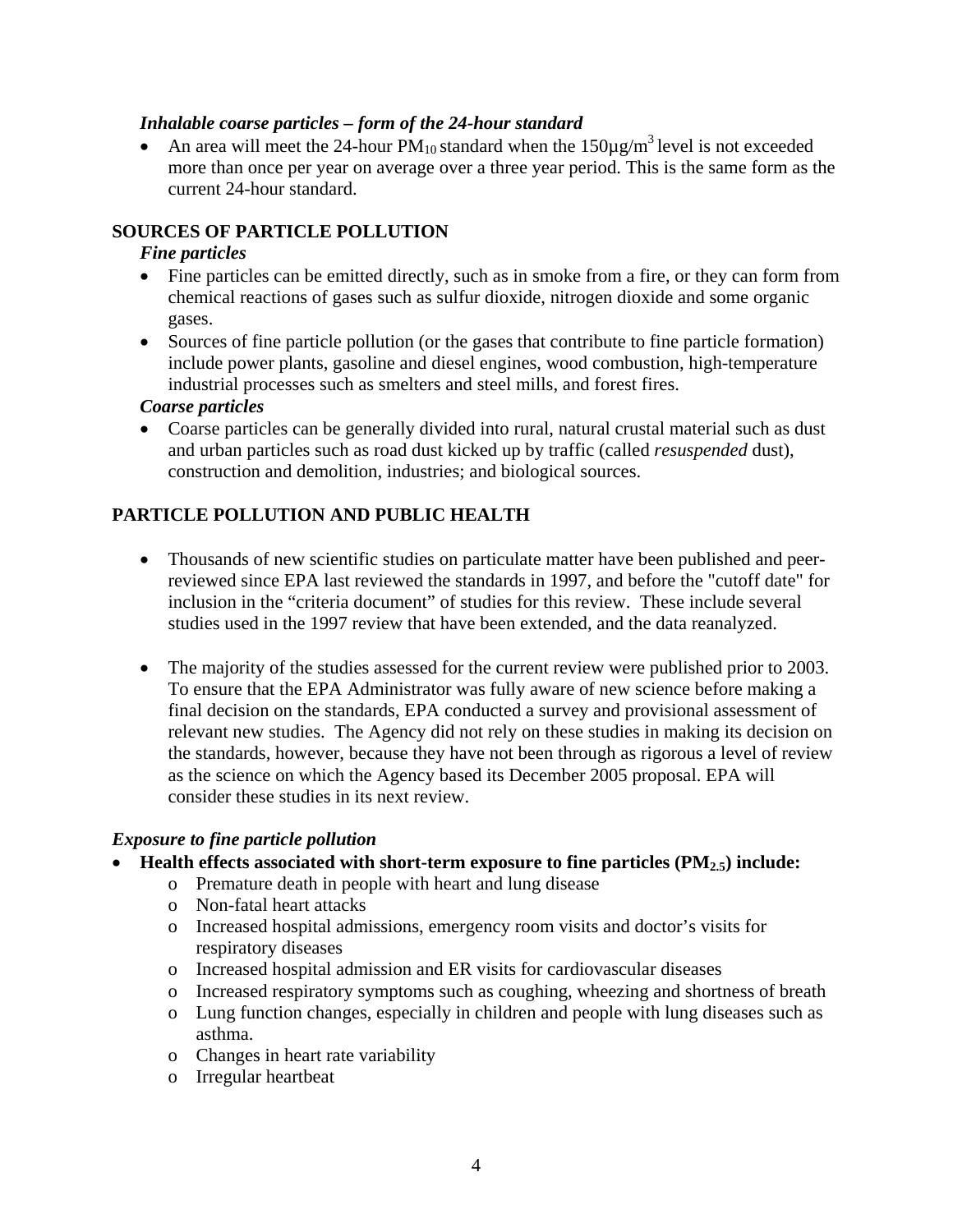*Inhalable coarse particles – form of the 24-hour standard*

- An area will meet the 24-hour $PM_{10}$ standard when the $150\mu g/m^3$ level is not exceeded more than once per year on average over a three year period. This is the same form as the current 24-hour standard.

## SOURCES OF PARTICLE POLLUTION

*Fine particles*

- Fine particles can be emitted directly, such as in smoke from a fire, or they can form from chemical reactions of gases such as sulfur dioxide, nitrogen dioxide and some organic gases.
- Sources of fine particle pollution (or the gases that contribute to fine particle formation) include power plants, gasoline and diesel engines, wood combustion, high-temperature industrial processes such as smelters and steel mills, and forest fires.

*Coarse particles*

- Coarse particles can be generally divided into rural, natural crustal material such as dust and urban particles such as road dust kicked up by traffic (called *resuspended* dust), construction and demolition, industries; and biological sources.

## PARTICLE POLLUTION AND PUBLIC HEALTH

- Thousands of new scientific studies on particulate matter have been published and peer-reviewed since EPA last reviewed the standards in 1997, and before the "cutoff date" for inclusion in the "criteria document" of studies for this review. These include several studies used in the 1997 review that have been extended, and the data reanalyzed.

- The majority of the studies assessed for the current review were published prior to 2003. To ensure that the EPA Administrator was fully aware of new science before making a final decision on the standards, EPA conducted a survey and provisional assessment of relevant new studies. The Agency did not rely on these studies in making its decision on the standards, however, because they have not been through as rigorous a level of review as the science on which the Agency based its December 2005 proposal. EPA will consider these studies in its next review.

*Exposure to fine particle pollution*

- **Health effects associated with short-term exposure to fine particles ($PM_{2.5}$) include:**
    - Premature death in people with heart and lung disease
    - Non-fatal heart attacks
    - Increased hospital admissions, emergency room visits and doctor's visits for respiratory diseases
    - Increased hospital admission and ER visits for cardiovascular diseases
    - Increased respiratory symptoms such as coughing, wheezing and shortness of breath
    - Lung function changes, especially in children and people with lung diseases such as asthma.
    - Changes in heart rate variability
    - Irregular heartbeat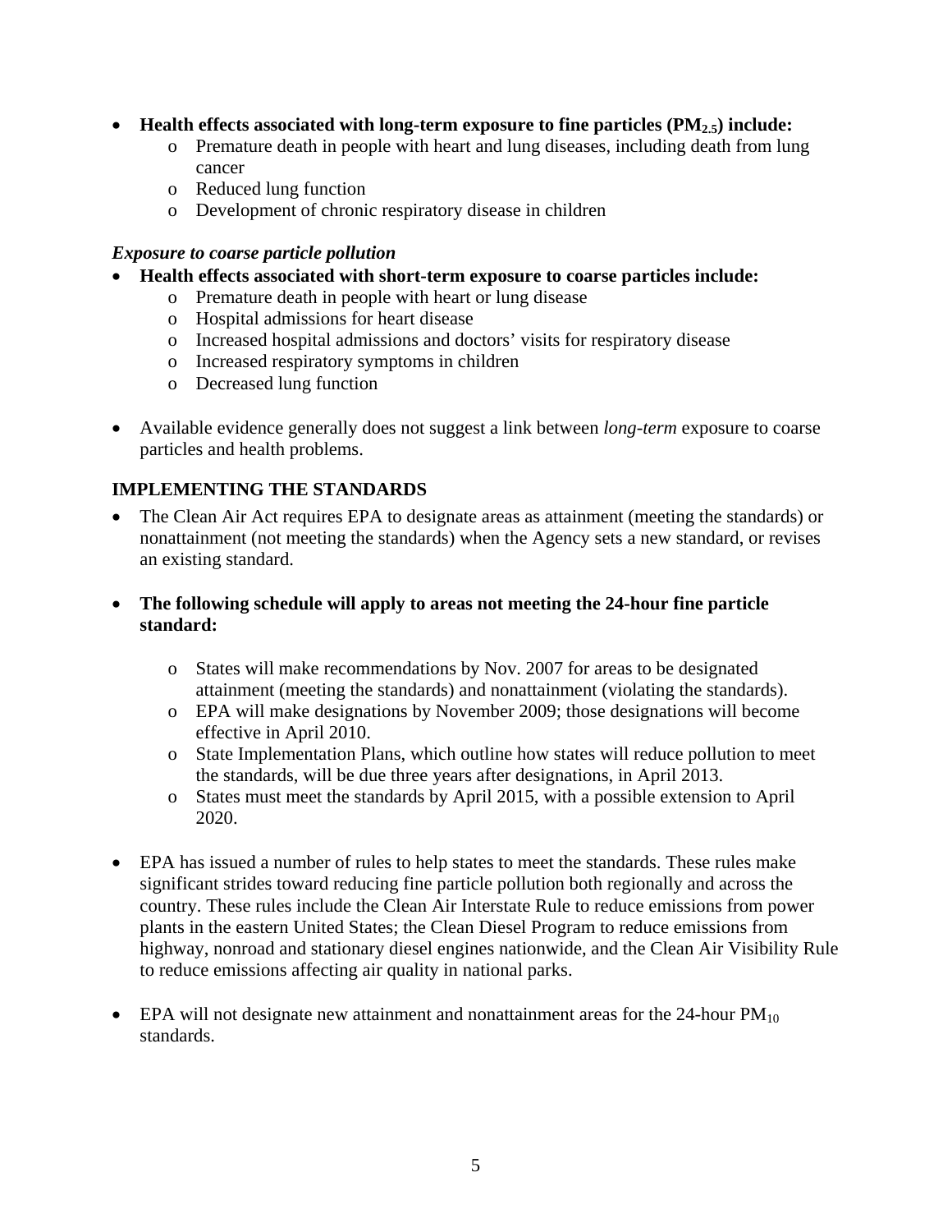- **Health effects associated with long-term exposure to fine particles ($PM_{2.5}$) include:**
  - Premature death in people with heart and lung diseases, including death from lung cancer
  - Reduced lung function
  - Development of chronic respiratory disease in children

***Exposure to coarse particle pollution***

- **Health effects associated with short-term exposure to coarse particles include:**
  - Premature death in people with heart or lung disease
  - Hospital admissions for heart disease
  - Increased hospital admissions and doctors' visits for respiratory disease
  - Increased respiratory symptoms in children
  - Decreased lung function

- Available evidence generally does not suggest a link between *long-term* exposure to coarse particles and health problems.

### IMPLEMENTING THE STANDARDS

- The Clean Air Act requires EPA to designate areas as attainment (meeting the standards) or nonattainment (not meeting the standards) when the Agency sets a new standard, or revises an existing standard.

- **The following schedule will apply to areas not meeting the 24-hour fine particle standard:**
  - States will make recommendations by Nov. 2007 for areas to be designated attainment (meeting the standards) and nonattainment (violating the standards).
  - EPA will make designations by November 2009; those designations will become effective in April 2010.
  - State Implementation Plans, which outline how states will reduce pollution to meet the standards, will be due three years after designations, in April 2013.
  - States must meet the standards by April 2015, with a possible extension to April 2020.

- EPA has issued a number of rules to help states to meet the standards. These rules make significant strides toward reducing fine particle pollution both regionally and across the country. These rules include the Clean Air Interstate Rule to reduce emissions from power plants in the eastern United States; the Clean Diesel Program to reduce emissions from highway, nonroad and stationary diesel engines nationwide, and the Clean Air Visibility Rule to reduce emissions affecting air quality in national parks.

- EPA will not designate new attainment and nonattainment areas for the 24-hour $PM_{10}$ standards.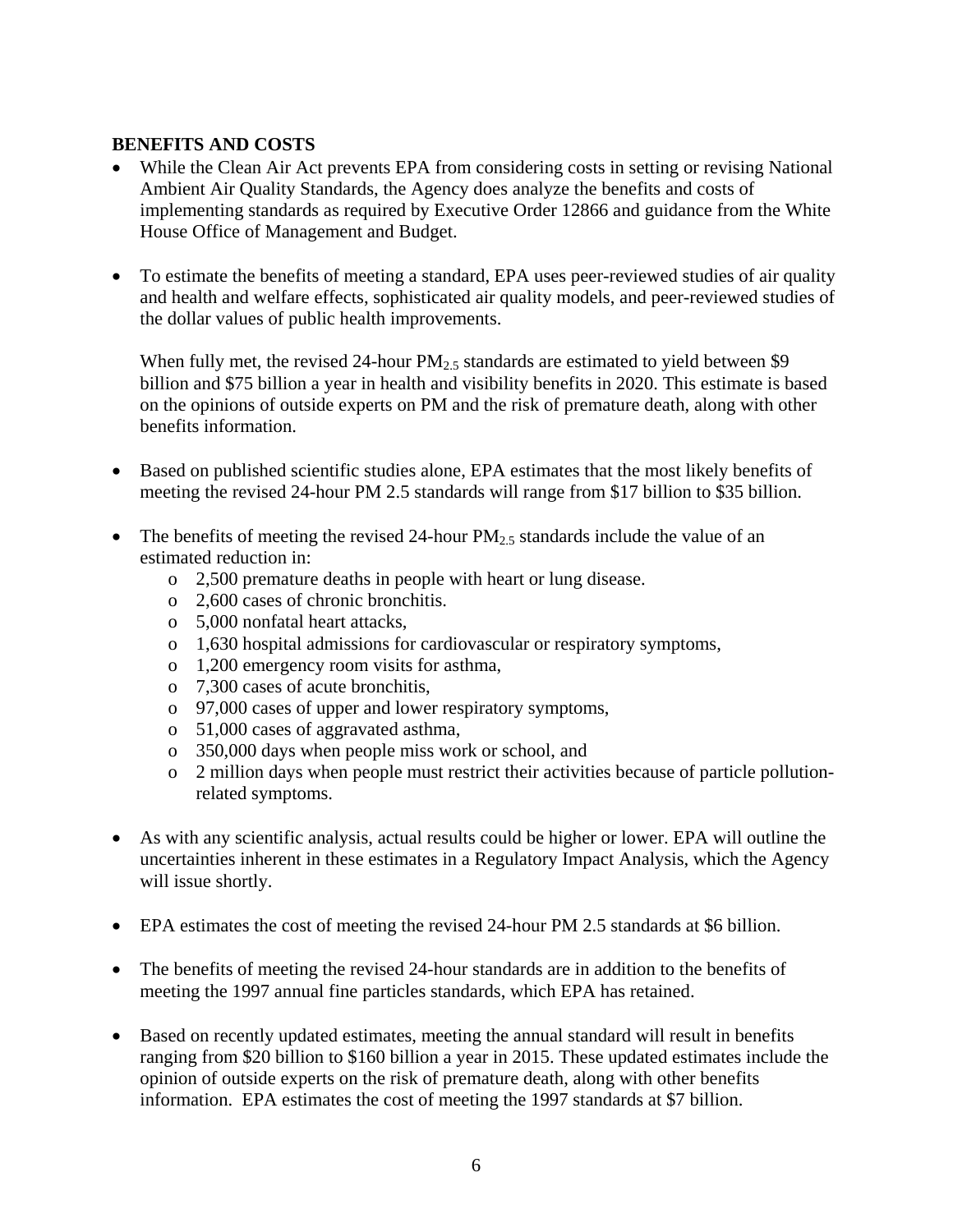**BENEFITS AND COSTS**

- While the Clean Air Act prevents EPA from considering costs in setting or revising National Ambient Air Quality Standards, the Agency does analyze the benefits and costs of implementing standards as required by Executive Order 12866 and guidance from the White House Office of Management and Budget.

- To estimate the benefits of meeting a standard, EPA uses peer-reviewed studies of air quality and health and welfare effects, sophisticated air quality models, and peer-reviewed studies of the dollar values of public health improvements.

  When fully met, the revised 24-hour $PM_{2.5}$ standards are estimated to yield between $9 billion and $75 billion a year in health and visibility benefits in 2020. This estimate is based on the opinions of outside experts on PM and the risk of premature death, along with other benefits information.

- Based on published scientific studies alone, EPA estimates that the most likely benefits of meeting the revised 24-hour PM 2.5 standards will range from $17 billion to $35 billion.

- The benefits of meeting the revised 24-hour $PM_{2.5}$ standards include the value of an estimated reduction in:
  - 2,500 premature deaths in people with heart or lung disease.
  - 2,600 cases of chronic bronchitis.
  - 5,000 nonfatal heart attacks,
  - 1,630 hospital admissions for cardiovascular or respiratory symptoms,
  - 1,200 emergency room visits for asthma,
  - 7,300 cases of acute bronchitis,
  - 97,000 cases of upper and lower respiratory symptoms,
  - 51,000 cases of aggravated asthma,
  - 350,000 days when people miss work or school, and
  - 2 million days when people must restrict their activities because of particle pollution-related symptoms.

- As with any scientific analysis, actual results could be higher or lower. EPA will outline the uncertainties inherent in these estimates in a Regulatory Impact Analysis, which the Agency will issue shortly.

- EPA estimates the cost of meeting the revised 24-hour PM 2.5 standards at $6 billion.

- The benefits of meeting the revised 24-hour standards are in addition to the benefits of meeting the 1997 annual fine particles standards, which EPA has retained.

- Based on recently updated estimates, meeting the annual standard will result in benefits ranging from $20 billion to $160 billion a year in 2015. These updated estimates include the opinion of outside experts on the risk of premature death, along with other benefits information. EPA estimates the cost of meeting the 1997 standards at $7 billion.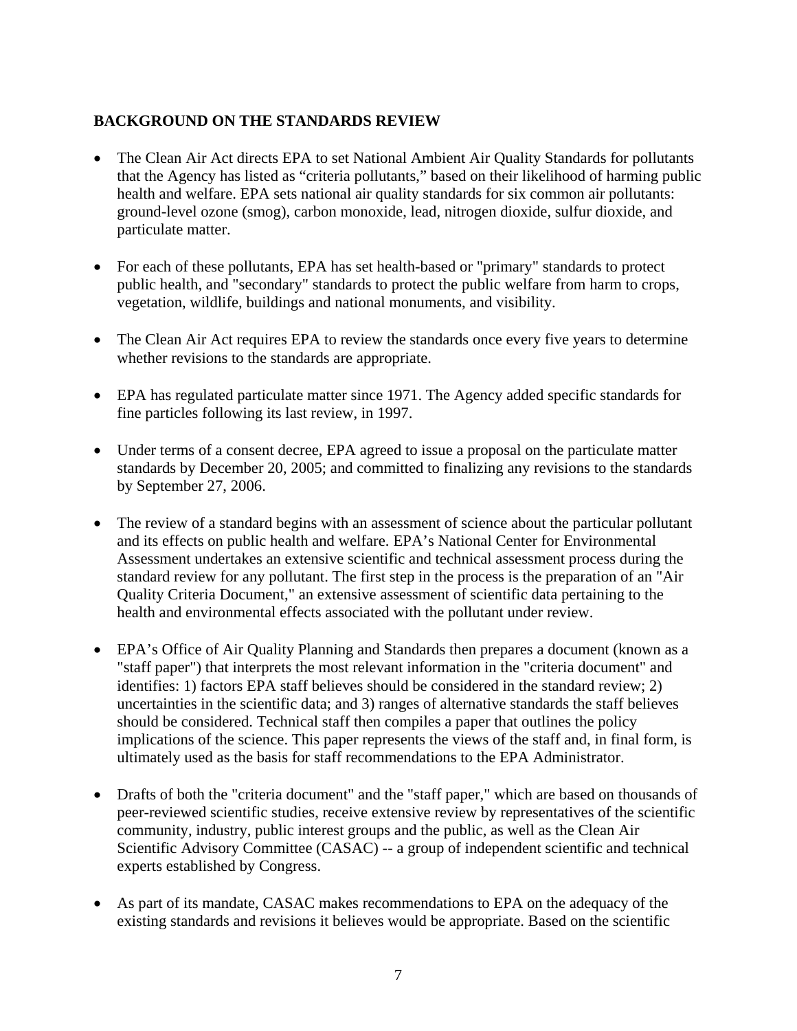**BACKGROUND ON THE STANDARDS REVIEW**

- The Clean Air Act directs EPA to set National Ambient Air Quality Standards for pollutants that the Agency has listed as "criteria pollutants," based on their likelihood of harming public health and welfare. EPA sets national air quality standards for six common air pollutants: ground-level ozone (smog), carbon monoxide, lead, nitrogen dioxide, sulfur dioxide, and particulate matter.

- For each of these pollutants, EPA has set health-based or "primary" standards to protect public health, and "secondary" standards to protect the public welfare from harm to crops, vegetation, wildlife, buildings and national monuments, and visibility.

- The Clean Air Act requires EPA to review the standards once every five years to determine whether revisions to the standards are appropriate.

- EPA has regulated particulate matter since 1971. The Agency added specific standards for fine particles following its last review, in 1997.

- Under terms of a consent decree, EPA agreed to issue a proposal on the particulate matter standards by December 20, 2005; and committed to finalizing any revisions to the standards by September 27, 2006.

- The review of a standard begins with an assessment of science about the particular pollutant and its effects on public health and welfare. EPA's National Center for Environmental Assessment undertakes an extensive scientific and technical assessment process during the standard review for any pollutant. The first step in the process is the preparation of an "Air Quality Criteria Document," an extensive assessment of scientific data pertaining to the health and environmental effects associated with the pollutant under review.

- EPA's Office of Air Quality Planning and Standards then prepares a document (known as a "staff paper") that interprets the most relevant information in the "criteria document" and identifies: 1) factors EPA staff believes should be considered in the standard review; 2) uncertainties in the scientific data; and 3) ranges of alternative standards the staff believes should be considered. Technical staff then compiles a paper that outlines the policy implications of the science. This paper represents the views of the staff and, in final form, is ultimately used as the basis for staff recommendations to the EPA Administrator.

- Drafts of both the "criteria document" and the "staff paper," which are based on thousands of peer-reviewed scientific studies, receive extensive review by representatives of the scientific community, industry, public interest groups and the public, as well as the Clean Air Scientific Advisory Committee (CASAC) -- a group of independent scientific and technical experts established by Congress.

- As part of its mandate, CASAC makes recommendations to EPA on the adequacy of the existing standards and revisions it believes would be appropriate. Based on the scientific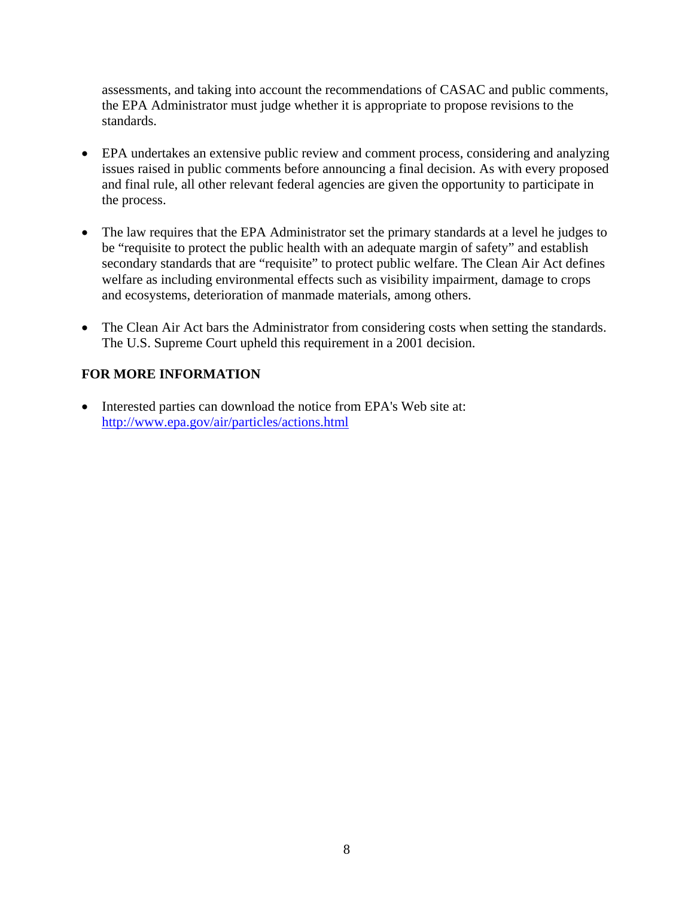assessments, and taking into account the recommendations of CASAC and public comments, the EPA Administrator must judge whether it is appropriate to propose revisions to the standards.

- EPA undertakes an extensive public review and comment process, considering and analyzing issues raised in public comments before announcing a final decision. As with every proposed and final rule, all other relevant federal agencies are given the opportunity to participate in the process.

- The law requires that the EPA Administrator set the primary standards at a level he judges to be "requisite to protect the public health with an adequate margin of safety" and establish secondary standards that are "requisite" to protect public welfare. The Clean Air Act defines welfare as including environmental effects such as visibility impairment, damage to crops and ecosystems, deterioration of manmade materials, among others.

- The Clean Air Act bars the Administrator from considering costs when setting the standards. The U.S. Supreme Court upheld this requirement in a 2001 decision.

**FOR MORE INFORMATION**

- Interested parties can download the notice from EPA's Web site at: http://www.epa.gov/air/particles/actions.html